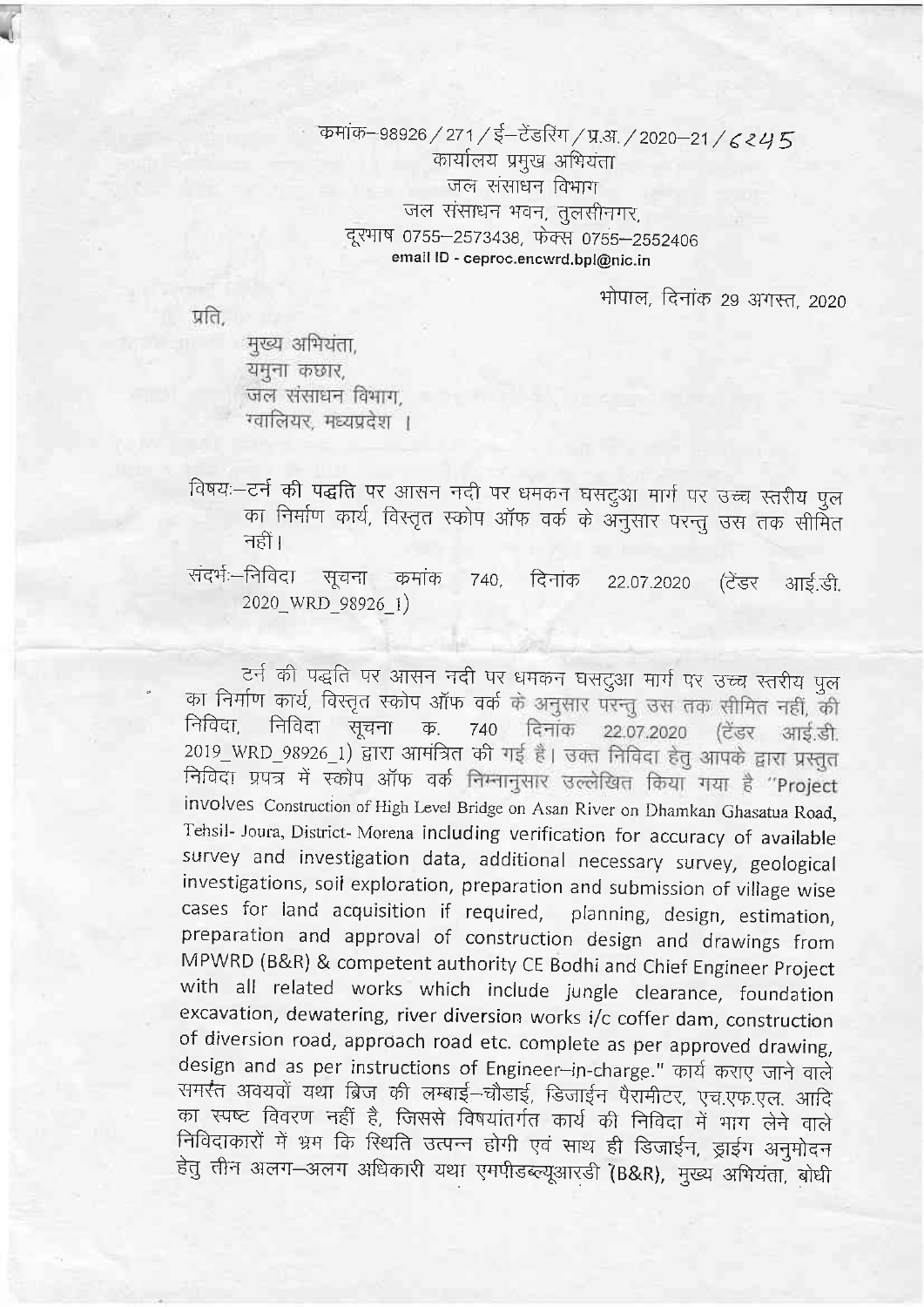क्रमांक–98926 / 271 / ई–टेंडरिंग / प्र.अ. / 2020–21 / 6245

कार्यालय प्रमुख अभियंता

जल संसाधन विभाग

जल संसाधन भवन, तुलसीनगर,

दूरभाष 0755–2573438, फेक्स 0755–2552406

email ID - ceproc.encwrd.bpl@nic.in

भोपाल, दिनांक 29 अगस्त, 2020

प्रति,

मुख्य अभियंता,
यमुना कछार,
जल संसाधन विभाग,
ग्वालियर, मध्यप्रदेश ।

**विषयः**–टर्न की पद्धति पर आसन नदी पर धमकन घसटुआ मार्ग पर उच्च स्तरीय पुल का निर्माण कार्य, विस्तृत स्कोप ऑफ वर्क के अनुसार परन्तु उस तक सीमित नहीं।

**संदर्भः**–निविदा सूचना क्रमांक 740, दिनांक 22.07.2020 (टेंडर आई.डी. 2020_WRD_98926_1)

टर्न की पद्धति पर आसन नदी पर धमकन घसटुआ मार्ग पर उच्च स्तरीय पुल का निर्माण कार्य, विस्तृत स्कोप ऑफ वर्क के अनुसार परन्तु उस तक सीमित नहीं, की निविदा, निविदा सूचना क. 740 दिनांक 22.07.2020 (टेंडर आई.डी. 2019_WRD_98926_1) द्वारा आमंत्रित की गई है। उक्त निविदा हेतु आपके द्वारा प्रस्तुत निविदा प्रपत्र में स्कोप ऑफ वर्क निम्नानुसार उल्लेखित किया गया है "Project involves Construction of High Level Bridge on Asan River on Dhamkan Ghasatua Road, Tehsil- Joura, District- Morena including verification for accuracy of available survey and investigation data, additional necessary survey, geological investigations, soil exploration, preparation and submission of village wise cases for land acquisition if required, planning, design, estimation, preparation and approval of construction design and drawings from MPWRD (B&R) & competent authority CE Bodhi and Chief Engineer Project with all related works which include jungle clearance, foundation excavation, dewatering, river diversion works i/c coffer dam, construction of diversion road, approach road etc. complete as per approved drawing, design and as per instructions of Engineer–in-charge." कार्य कराए जाने वाले समस्त अवयवों यथा ब्रिज की लम्बाई–चौड़ाई, डिजाईन पैरामीटर, एच.एफ.एल. आदि का स्पष्ट विवरण नहीं है, जिससे विषयांतर्गत कार्य की निविदा में भाग लेने वाले निविदाकारों में भ्रम कि स्थिति उत्पन्न होगी एवं साथ ही डिजाईन, ड्राईग अनुमोदन हेतु तीन अलग–अलग अधिकारी यथा एमपीडब्ल्यूआरडी (B&R), मुख्य अभियंता, बोधी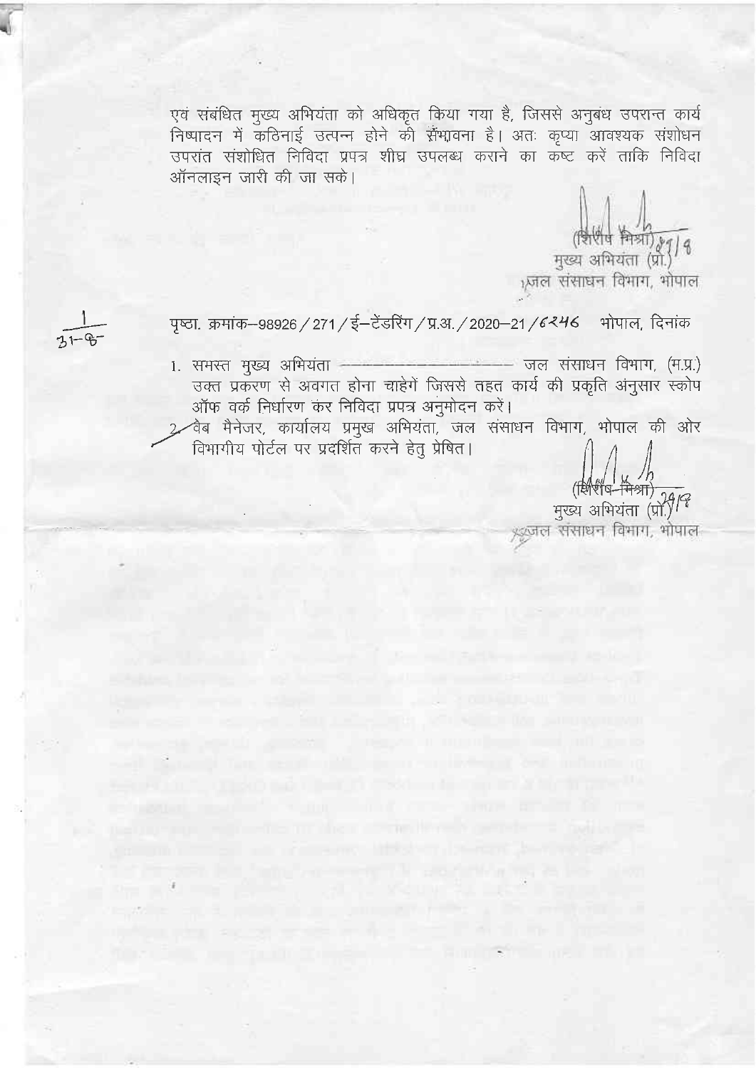एवं संबंधित मुख्य अभियंता को अधिकृत किया गया है, जिससे अनुबंध उपरान्त कार्य निष्पादन में कठिनाई उत्पन्न होने की संभावना है। अतः कृप्या आवश्यक संशोधन उपरांत संशोधित निविदा प्रपत्र शीघ्र उपलब्ध कराने का कष्ट करें ताकि निविदा ऑनलाइन जारी की जा सके।

(शिरीष मिश्रा) 27/8
मुख्य अभियंता (प्रा.)
जल संसाधन विभाग, भोपाल

पृष्ठा. क्रमांक–98926 / 271 / ई–टेंडरिंग / प्र.अ. / 2020–21 / 6246 भोपाल, दिनांक

1. समस्त मुख्य अभियंता ———————— जल संसाधन विभाग, (म.प्र.) उक्त प्रकरण से अवगत होना चाहेगें जिससे तहत कार्य की प्रकृति अंनुसार स्कोप ऑफ वर्क निर्धारण कर निविदा प्रपत्र अनुमोदन करें।
2. वेब मैनेजर, कार्यालय प्रमुख अभियंता, जल संसाधन विभाग, भोपाल की ओर विभागीय पोर्टल पर प्रदर्शित करने हेतु प्रेषित।

(शिरीष मिश्रा) 27/8
मुख्य अभियंता (प्रा.)
जल संसाधन विभाग, भोपाल